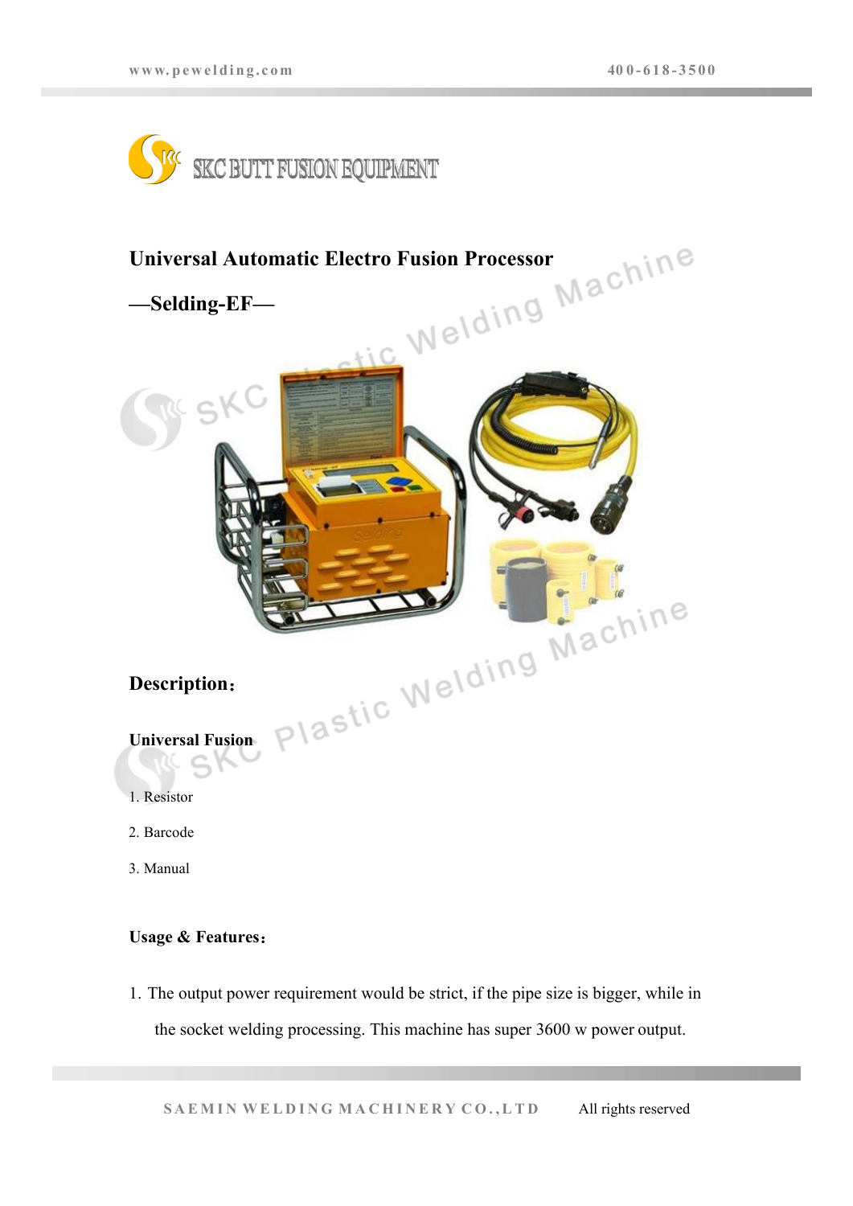SKC BUTT FUSION EQUIPMENT

# Universal Automatic Electro Fusion Processor

## —Selding-EF—

## Description：

**Universal Fusion**

1. Resistor
2. Barcode
3. Manual

**Usage & Features：**

1. The output power requirement would be strict, if the pipe size is bigger, while in the socket welding processing. This machine has super 3600 w power output.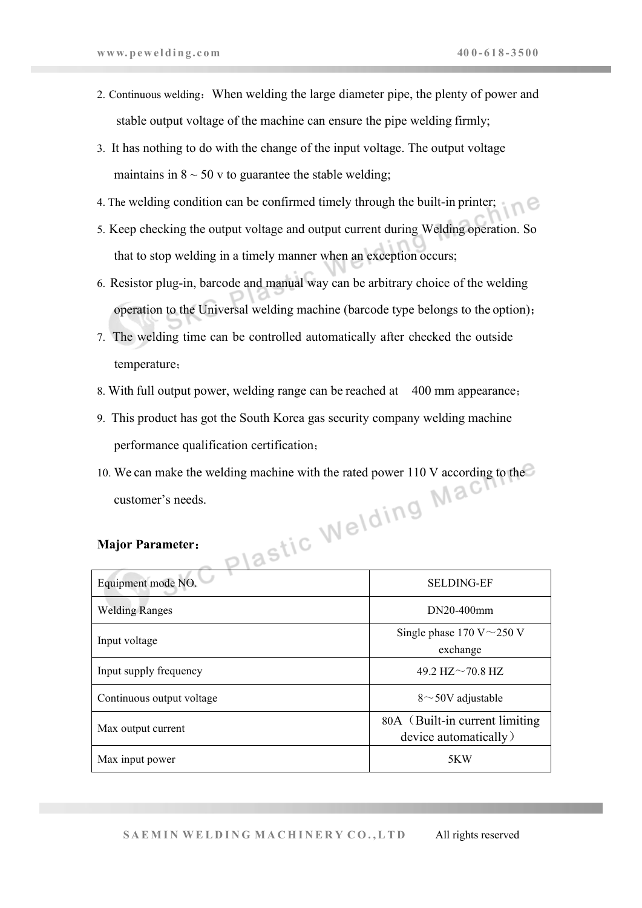2. Continuous welding：When welding the large diameter pipe, the plenty of power and stable output voltage of the machine can ensure the pipe welding firmly;
3. It has nothing to do with the change of the input voltage. The output voltage maintains in 8 ~ 50 v to guarantee the stable welding;
4. The welding condition can be confirmed timely through the built-in printer;
5. Keep checking the output voltage and output current during Welding operation. So that to stop welding in a timely manner when an exception occurs;
6. Resistor plug-in, barcode and manual way can be arbitrary choice of the welding operation to the Universal welding machine (barcode type belongs to the option)；
7. The welding time can be controlled automatically after checked the outside temperature；
8. With full output power, welding range can be reached at 400 mm appearance；
9. This product has got the South Korea gas security company welding machine performance qualification certification；
10. We can make the welding machine with the rated power 110 V according to the customer's needs.

**Major Parameter：**

| Equipment mode NO. | SELDING-EF |
|---|---|
| Welding Ranges | DN20-400mm |
| Input voltage | Single phase 170 V～250 V exchange |
| Input supply frequency | 49.2 HZ～70.8 HZ |
| Continuous output voltage | 8～50V adjustable |
| Max output current | 80A（Built-in current limiting device automatically） |
| Max input power | 5KW |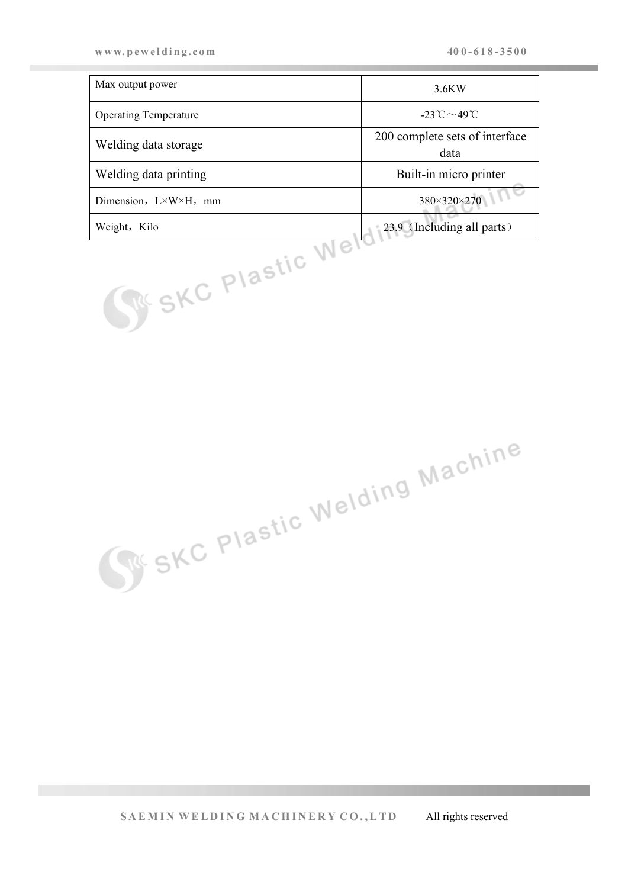| | |
|---|---|
| Max output power | 3.6KW |
| Operating Temperature | -23℃～49℃ |
| Welding data storage | 200 complete sets of interface data |
| Welding data printing | Built-in micro printer |
| Dimension，L×W×H，mm | 380×320×270 |
| Weight，Kilo | 23.9（Including all parts） |